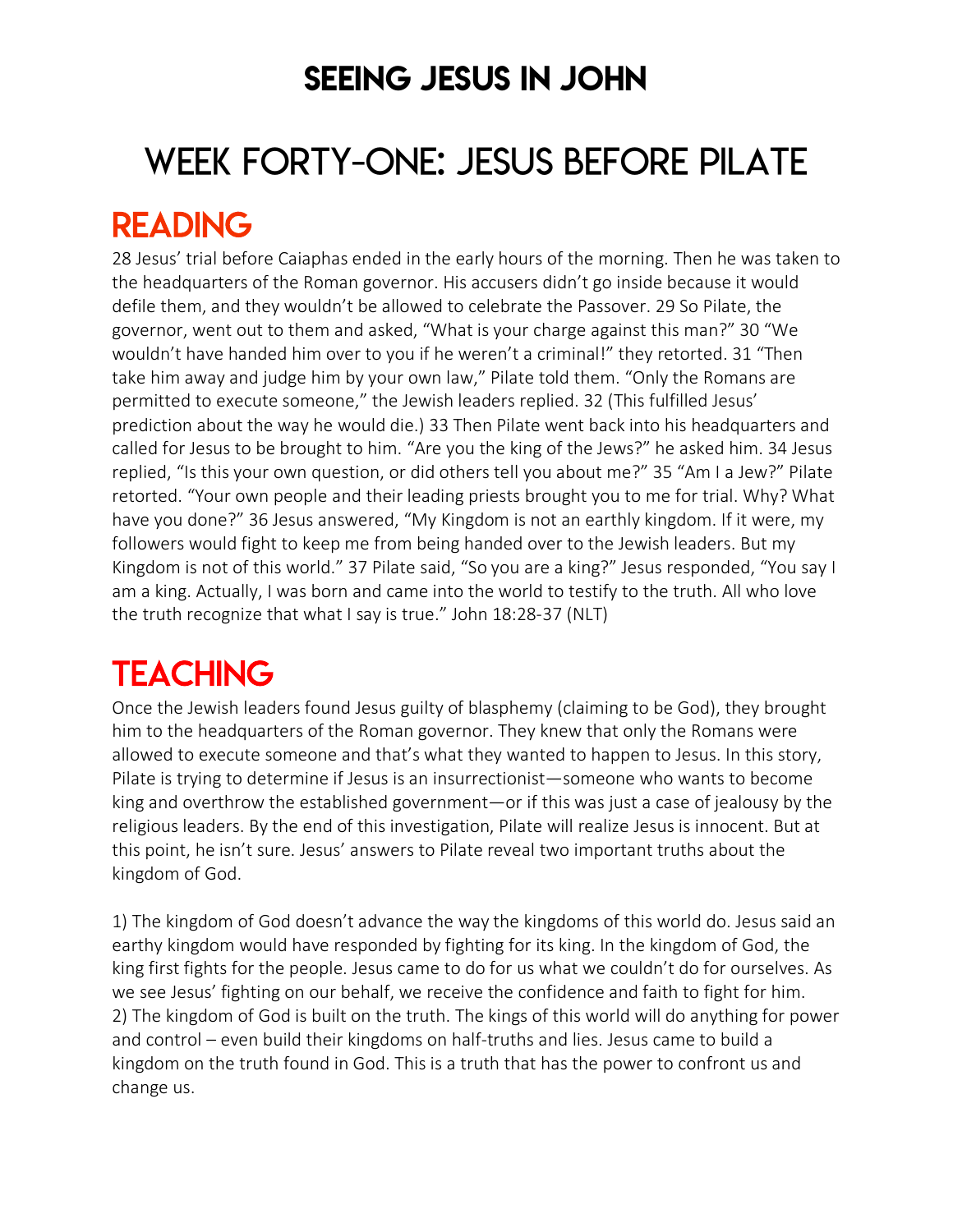# SEEING JESUS IN JOHN

# WEEK FORTY-ONE: JESUS BEFORE PILATE

## READING

28 Jesus' trial before Caiaphas ended in the early hours of the morning. Then he was taken to the headquarters of the Roman governor. His accusers didn't go inside because it would defile them, and they wouldn't be allowed to celebrate the Passover. 29 So Pilate, the governor, went out to them and asked, "What is your charge against this man?" 30 "We wouldn't have handed him over to you if he weren't a criminal!" they retorted. 31 "Then take him away and judge him by your own law," Pilate told them. "Only the Romans are permitted to execute someone," the Jewish leaders replied. 32 (This fulfilled Jesus' prediction about the way he would die.) 33 Then Pilate went back into his headquarters and called for Jesus to be brought to him. "Are you the king of the Jews?" he asked him. 34 Jesus replied, "Is this your own question, or did others tell you about me?" 35 "Am I a Jew?" Pilate retorted. "Your own people and their leading priests brought you to me for trial. Why? What have you done?" 36 Jesus answered, "My Kingdom is not an earthly kingdom. If it were, my followers would fight to keep me from being handed over to the Jewish leaders. But my Kingdom is not of this world." 37 Pilate said, "So you are a king?" Jesus responded, "You say I am a king. Actually, I was born and came into the world to testify to the truth. All who love the truth recognize that what I say is true." John 18:28-37 (NLT)

## TEACHING

Once the Jewish leaders found Jesus guilty of blasphemy (claiming to be God), they brought him to the headquarters of the Roman governor. They knew that only the Romans were allowed to execute someone and that's what they wanted to happen to Jesus. In this story, Pilate is trying to determine if Jesus is an insurrectionist—someone who wants to become king and overthrow the established government—or if this was just a case of jealousy by the religious leaders. By the end of this investigation, Pilate will realize Jesus is innocent. But at this point, he isn't sure. Jesus' answers to Pilate reveal two important truths about the kingdom of God.

1) The kingdom of God doesn't advance the way the kingdoms of this world do. Jesus said an earthy kingdom would have responded by fighting for its king. In the kingdom of God, the king first fights for the people. Jesus came to do for us what we couldn't do for ourselves. As we see Jesus' fighting on our behalf, we receive the confidence and faith to fight for him.
2) The kingdom of God is built on the truth. The kings of this world will do anything for power and control – even build their kingdoms on half-truths and lies. Jesus came to build a kingdom on the truth found in God. This is a truth that has the power to confront us and change us.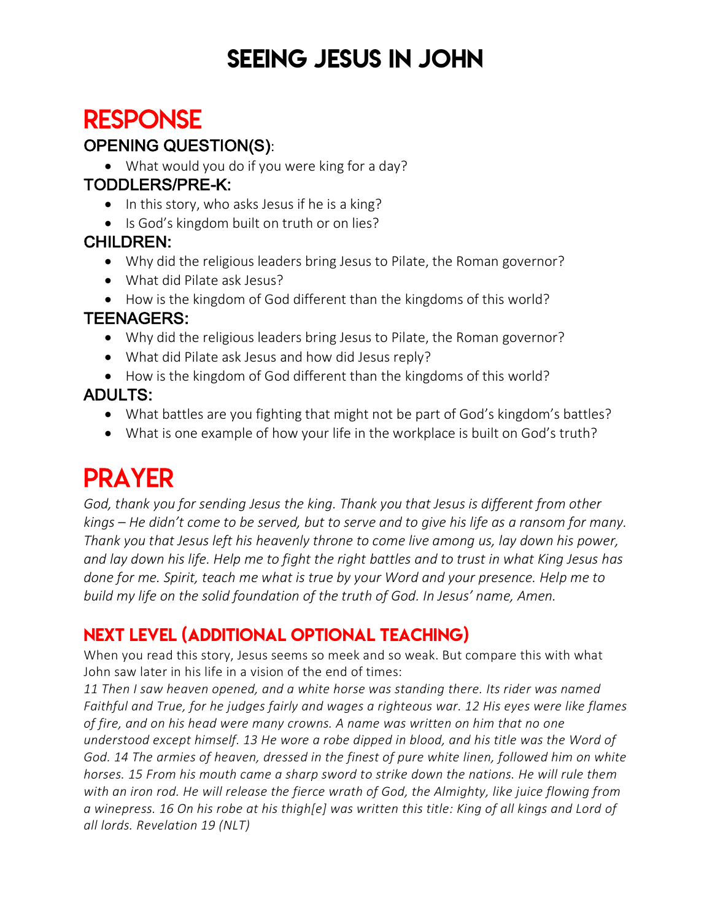# SEEING JESUS IN JOHN

## RESPONSE

### OPENING QUESTION(S):

- What would you do if you were king for a day?

### TODDLERS/PRE-K:

- In this story, who asks Jesus if he is a king?
- Is God's kingdom built on truth or on lies?

### CHILDREN:

- Why did the religious leaders bring Jesus to Pilate, the Roman governor?
- What did Pilate ask Jesus?
- How is the kingdom of God different than the kingdoms of this world?

### TEENAGERS:

- Why did the religious leaders bring Jesus to Pilate, the Roman governor?
- What did Pilate ask Jesus and how did Jesus reply?
- How is the kingdom of God different than the kingdoms of this world?

### ADULTS:

- What battles are you fighting that might not be part of God's kingdom's battles?
- What is one example of how your life in the workplace is built on God's truth?

## PRAYER

*God, thank you for sending Jesus the king. Thank you that Jesus is different from other kings – He didn't come to be served, but to serve and to give his life as a ransom for many. Thank you that Jesus left his heavenly throne to come live among us, lay down his power, and lay down his life. Help me to fight the right battles and to trust in what King Jesus has done for me. Spirit, teach me what is true by your Word and your presence. Help me to build my life on the solid foundation of the truth of God. In Jesus' name, Amen.*

### NEXT LEVEL (ADDITIONAL OPTIONAL TEACHING)

When you read this story, Jesus seems so meek and so weak. But compare this with what John saw later in his life in a vision of the end of times:

*11 Then I saw heaven opened, and a white horse was standing there. Its rider was named Faithful and True, for he judges fairly and wages a righteous war. 12 His eyes were like flames of fire, and on his head were many crowns. A name was written on him that no one understood except himself. 13 He wore a robe dipped in blood, and his title was the Word of God. 14 The armies of heaven, dressed in the finest of pure white linen, followed him on white horses. 15 From his mouth came a sharp sword to strike down the nations. He will rule them with an iron rod. He will release the fierce wrath of God, the Almighty, like juice flowing from a winepress. 16 On his robe at his thigh[e] was written this title: King of all kings and Lord of all lords. Revelation 19 (NLT)*